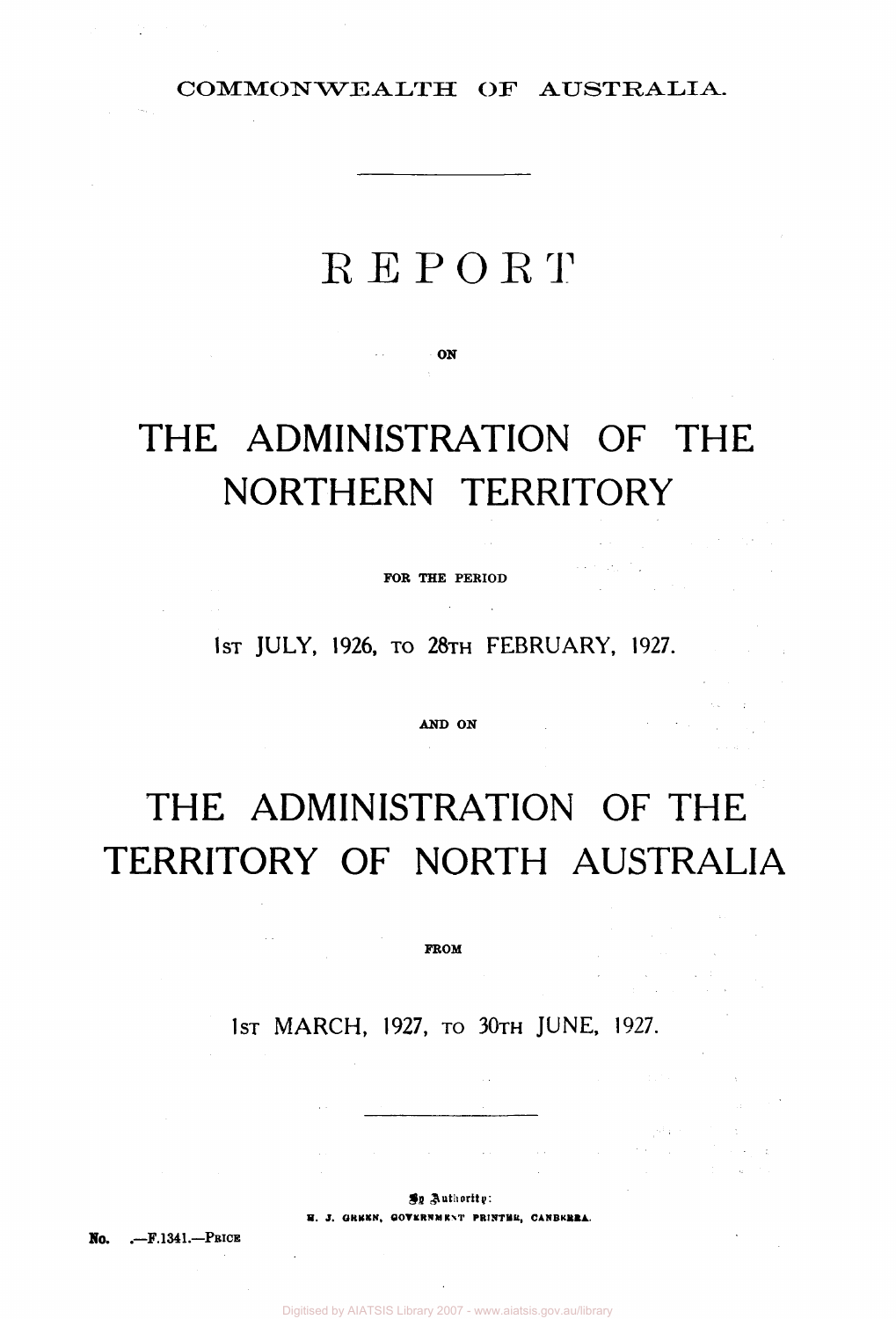COMMONWEALTH OF AUSTRALIA.

# REPORT

ON

# THE ADMINISTRATION OF THE NORTHERN TERRITORY

FOR THE PERIOD

1ST JULY, 1926, TO 28TH FEBRUARY, 1927.

AND ON

# THE ADMINISTRATION OF THE TERRITORY OF NORTH AUSTRALIA

FROM

1ST MARCH, 1927, TO 30TH JUNE, 1927.

By Authority:
H. J. GREEN, GOVERNMENT PRINTER, CANBERRA.

No. .—F.1341.—PRICE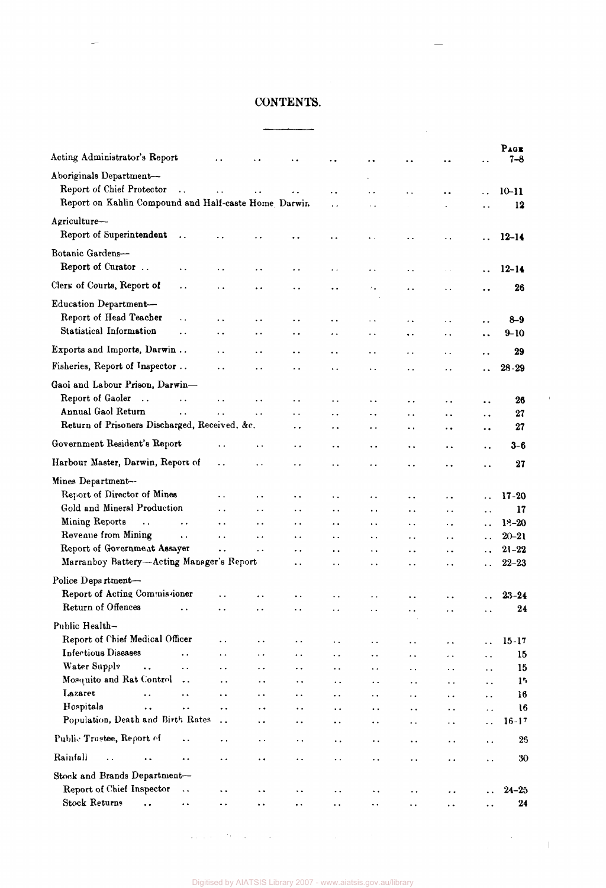# CONTENTS.

| | PAGE |
|---|---|
| Acting Administrator's Report | 7–8 |
| Aboriginals Department— | |
| Report of Chief Protector | 10–11 |
| Report on Kahlin Compound and Half-caste Home, Darwin | 12 |
| Agriculture— | |
| Report of Superintendent | 12–14 |
| Botanic Gardens— | |
| Report of Curator | 12–14 |
| Clerk of Courts, Report of | 26 |
| Education Department— | |
| Report of Head Teacher | 8–9 |
| Statistical Information | 9–10 |
| Exports and Imports, Darwin | 29 |
| Fisheries, Report of Inspector | 28–29 |
| Gaol and Labour Prison, Darwin— | |
| Report of Gaoler | 26 |
| Annual Gaol Return | 27 |
| Return of Prisoners Discharged, Received, &c. | 27 |
| Government Resident's Report | 3–6 |
| Harbour Master, Darwin, Report of | 27 |
| Mines Department— | |
| Report of Director of Mines | 17–20 |
| Gold and Mineral Production | 17 |
| Mining Reports | 18–20 |
| Revenue from Mining | 20–21 |
| Report of Government Assayer | 21–22 |
| Marranboy Battery—Acting Manager's Report | 22–23 |
| Police Department— | |
| Report of Acting Commissioner | 23–24 |
| Return of Offences | 24 |
| Public Health— | |
| Report of Chief Medical Officer | 15–17 |
| Infectious Diseases | 15 |
| Water Supply | 15 |
| Mosquito and Rat Control | 15 |
| Lazaret | 16 |
| Hospitals | 16 |
| Population, Death and Birth Rates | 16–17 |
| Public Trustee, Report of | 26 |
| Rainfall | 30 |
| Stock and Brands Department— | |
| Report of Chief Inspector | 24–25 |
| Stock Returns | 24 |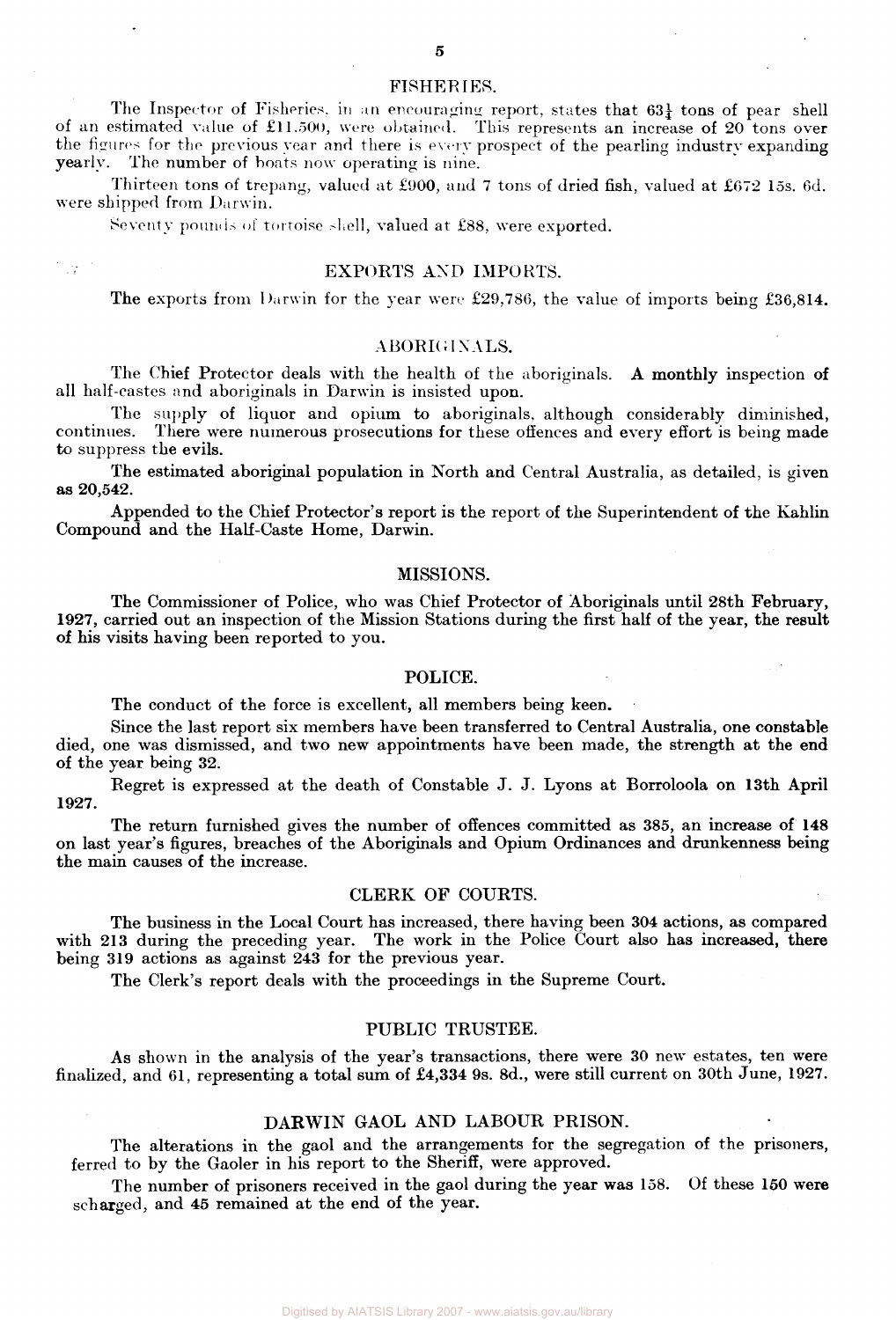## FISHERIES.

The Inspector of Fisheries, in an encouraging report, states that 63¼ tons of pear shell of an estimated value of £11,500, were obtained. This represents an increase of 20 tons over the figures for the previous year and there is every prospect of the pearling industry expanding yearly. The number of boats now operating is nine.

Thirteen tons of trepang, valued at £900, and 7 tons of dried fish, valued at £672 15s. 6d. were shipped from Darwin.

Seventy pounds of tortoise shell, valued at £88, were exported.

## EXPORTS AND IMPORTS.

The exports from Darwin for the year were £29,786, the value of imports being £36,814.

## ABORIGINALS.

The Chief Protector deals with the health of the aboriginals. A monthly inspection of all half-castes and aboriginals in Darwin is insisted upon.

The supply of liquor and opium to aboriginals, although considerably diminished, continues. There were numerous prosecutions for these offences and every effort is being made to suppress the evils.

The estimated aboriginal population in North and Central Australia, as detailed, is given as 20,542.

Appended to the Chief Protector's report is the report of the Superintendent of the Kahlin Compound and the Half-Caste Home, Darwin.

## MISSIONS.

The Commissioner of Police, who was Chief Protector of Aboriginals until 28th February, 1927, carried out an inspection of the Mission Stations during the first half of the year, the result of his visits having been reported to you.

## POLICE.

The conduct of the force is excellent, all members being keen.

Since the last report six members have been transferred to Central Australia, one constable died, one was dismissed, and two new appointments have been made, the strength at the end of the year being 32.

Regret is expressed at the death of Constable J. J. Lyons at Borroloola on 13th April 1927.

The return furnished gives the number of offences committed as 385, an increase of 148 on last year's figures, breaches of the Aboriginals and Opium Ordinances and drunkenness being the main causes of the increase.

## CLERK OF COURTS.

The business in the Local Court has increased, there having been 304 actions, as compared with 213 during the preceding year. The work in the Police Court also has increased, there being 319 actions as against 243 for the previous year.

The Clerk's report deals with the proceedings in the Supreme Court.

## PUBLIC TRUSTEE.

As shown in the analysis of the year's transactions, there were 30 new estates, ten were finalized, and 61, representing a total sum of £4,334 9s. 8d., were still current on 30th June, 1927.

## DARWIN GAOL AND LABOUR PRISON.

The alterations in the gaol and the arrangements for the segregation of the prisoners, ferred to by the Gaoler in his report to the Sheriff, were approved.

The number of prisoners received in the gaol during the year was 158. Of these 150 were scharged, and 45 remained at the end of the year.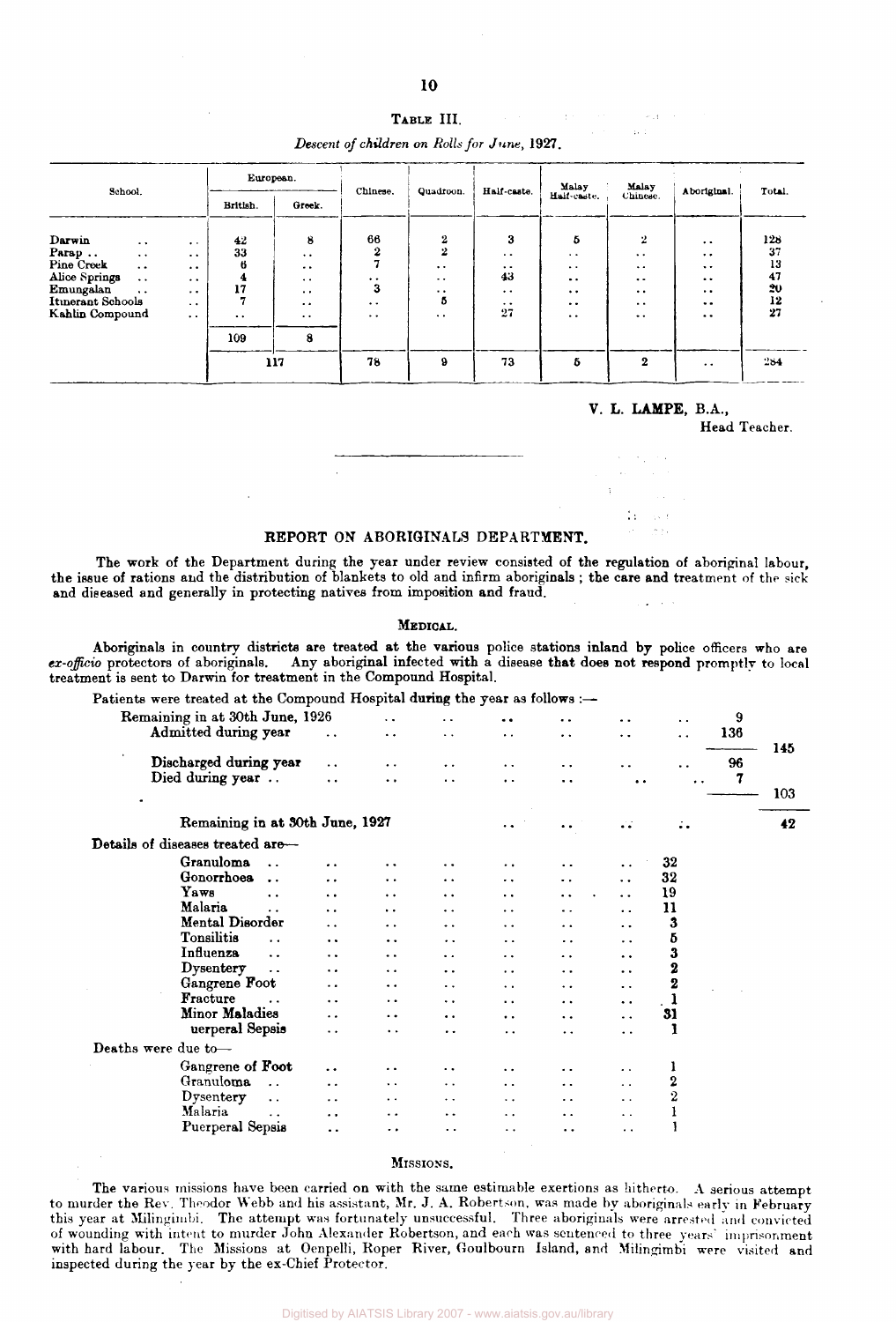TABLE III.

*Descent of children on Rolls for June, 1927.*

| School. | European. | | Chinese. | Quadroon. | Half-caste. | Malay Half-caste. | Malay Chinese. | Aboriginal. | Total. |
|---|---|---|---|---|---|---|---|---|---|
| | British. | Greek. | | | | | | | |
| Darwin .. .. | 42 | 8 | 66 | 2 | 3 | 5 | 2 | .. | 128 |
| Parap .. .. .. | 33 | .. | 2 | 2 | .. | .. | .. | .. | 37 |
| Pine Creek .. .. | 6 | .. | 7 | .. | .. | .. | .. | .. | 13 |
| Alice Springs .. .. | 4 | .. | .. | .. | 43 | .. | .. | .. | 47 |
| Emungalan .. .. | 17 | .. | 3 | .. | .. | .. | .. | .. | 20 |
| Itinerant Schools .. | 7 | .. | .. | 5 | .. | .. | .. | .. | 12 |
| Kahlin Compound .. | .. | .. | .. | .. | 27 | .. | .. | .. | 27 |
| | 109 | 8 | | | | | | | |
| | 117 | | 78 | 9 | 73 | 5 | 2 | .. | 284 |

**V. L. LAMPE**, B.A.,
Head Teacher.

---

## REPORT ON ABORIGINALS DEPARTMENT.

The work of the Department during the year under review consisted of the regulation of aboriginal labour, the issue of rations and the distribution of blankets to old and infirm aboriginals; the care and treatment of the sick and diseased and generally in protecting natives from imposition and fraud.

### MEDICAL.

Aboriginals in country districts are treated at the various police stations inland by police officers who are *ex-officio* protectors of aboriginals. Any aboriginal infected with a disease that does not respond promptly to local treatment is sent to Darwin for treatment in the Compound Hospital.

Patients were treated at the Compound Hospital during the year as follows:—

| | | |
|---|---|---|
| Remaining in at 30th June, 1926 | 9 | |
| Admitted during year | 136 | |
| | | 145 |
| Discharged during year | 96 | |
| Died during year | 7 | |
| | | 103 |
| Remaining in at 30th June, 1927 | | 42 |

Details of diseases treated are—

| | |
|---|---|
| Granuloma | 32 |
| Gonorrhoea | 32 |
| Yaws | 19 |
| Malaria | 11 |
| Mental Disorder | 3 |
| Tonsilitis | 5 |
| Influenza | 3 |
| Dysentery | 2 |
| Gangrene Foot | 2 |
| Fracture | 1 |
| Minor Maladies | 31 |
| uerperal Sepsis | 1 |

Deaths were due to—

| | |
|---|---|
| Gangrene of Foot | 1 |
| Granuloma | 2 |
| Dysentery | 2 |
| Malaria | 1 |
| Puerperal Sepsis | 1 |

### MISSIONS.

The various missions have been carried on with the same estimable exertions as hitherto. A serious attempt to murder the Rev. Theodor Webb and his assistant, Mr. J. A. Robertson, was made by aboriginals early in February this year at Milingimbi. The attempt was fortunately unsuccessful. Three aboriginals were arrested and convicted of wounding with intent to murder John Alexander Robertson, and each was sentenced to three years' imprisonment with hard labour. The Missions at Oenpelli, Roper River, Goulbourn Island, and Milingimbi were visited and inspected during the year by the ex-Chief Protector.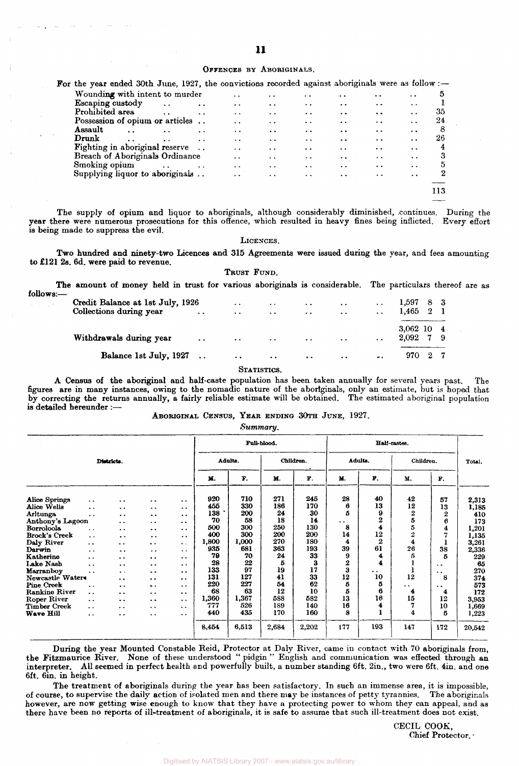### OFFENCES BY ABORIGINALS.

For the year ended 30th June, 1927, the convictions recorded against aboriginals were as follow :—

| | |
|---|---|
| Wounding with intent to murder | 5 |
| Escaping custody | 1 |
| Prohibited area | 35 |
| Possession of opium or articles | 24 |
| Assault | 8 |
| Drunk | 26 |
| Fighting in aboriginal reserve | 4 |
| Breach of Aboriginals Ordinance | 3 |
| Smoking opium | 5 |
| Supplying liquor to aboriginals | 2 |
| | 113 |

The supply of opium and liquor to aboriginals, although considerably diminished, continues. During the year there were numerous prosecutions for this offence, which resulted in heavy fines being inflicted. Every effort is being made to suppress the evil.

### LICENCES.

**Two hundred and ninety-two Licences and 315 Agreements were issued during the year, and fees amounting to £121 2s. 6d. were paid to revenue.**

### TRUST FUND.

**The** amount of money held in trust for various aboriginals is considerable. The particulars thereof are as follows:—

| | £ | s. | d. |
|---|---|---|---|
| Credit Balance at 1st July, 1926 | 1,597 | 8 | 3 |
| Collections during year | 1,465 | 2 | 1 |
| | 3,062 | 10 | 4 |
| Withdrawals during year | 2,092 | 7 | 9 |
| Balance 1st July, 1927 | 970 | 2 | 7 |

### STATISTICS.

A Census of the aboriginal and half-caste population has been taken annually for several years past. The figures are in many instances, owing to the nomadic nature of the aboriginals, only an estimate, but is hoped that by correcting the returns annually, a fairly reliable estimate will be obtained. The estimated aboriginal population is detailed hereunder :—

ABORIGINAL CENSUS, YEAR ENDING 30TH JUNE, 1927.

*Summary.*

| Districts. | Full-blood. | | | | Half-castes. | | | | Total. |
|---|---|---|---|---|---|---|---|---|---|
| | Adults. | | Children. | | Adults. | | Children. | | |
| | M. | F. | M. | F. | M. | F. | M. | F. | |
| Alice Springs | 920 | 710 | 271 | 245 | 28 | 40 | 42 | 57 | 2,313 |
| Alice Wells | 455 | 330 | 186 | 170 | 6 | 13 | 12 | 13 | 1,185 |
| Arltunga | 138 | 200 | 24 | 30 | 5 | 9 | 2 | 2 | 410 |
| Anthony's Lagoon | 70 | 58 | 18 | 14 | .. | 2 | 5 | 6 | 173 |
| Borroloola | 500 | 300 | 250 | 130 | 8 | 4 | 5 | 4 | 1,201 |
| Brock's Creek | 400 | 300 | 200 | 200 | 14 | 12 | 2 | 7 | 1,135 |
| Daly River | 1,800 | 1,000 | 270 | 180 | 4 | 2 | 4 | 1 | 3,261 |
| Darwin | 935 | 681 | 363 | 193 | 39 | 61 | 26 | 38 | 2,336 |
| Katherine | 79 | 70 | 24 | 33 | 9 | 4 | 5 | 5 | 229 |
| Lake Nash | 28 | 22 | 5 | 3 | 2 | 4 | 1 | .. | 65 |
| Marranboy | 133 | 97 | 19 | 17 | 3 | .. | 1 | .. | 270 |
| Newcastle Waters | 131 | 127 | 41 | 33 | 12 | 10 | 12 | 8 | 374 |
| Pine Creek | 220 | 227 | 54 | 62 | 5 | 5 | .. | .. | 573 |
| Rankine River | 68 | 63 | 12 | 10 | 5 | 6 | 4 | 4 | 172 |
| Roper River | 1,360 | 1,367 | 588 | 582 | 13 | 16 | 15 | 12 | 3,953 |
| Timber Creek | 777 | 526 | 189 | 140 | 16 | 4 | 7 | 10 | 1,669 |
| Wave Hill | 440 | 435 | 170 | 160 | 8 | 1 | 4 | 5 | 1,223 |
| | 8,454 | 6,513 | 2,684 | 2,202 | 177 | 193 | 147 | 172 | 20,542 |

During the year Mounted Constable Reid, Protector at Daly River, came in contact with 70 aboriginals from, the Fitzmaurice River. None of these understood "pidgin" English and communication was effected through an interpreter. All seemed in perfect health and powerfully built, a number standing 6ft. 2in., two were 6ft. 4in. and one 6ft. 6in. in height.

The treatment of aboriginals during the year has been satisfactory. In such an immense area, it is impossible, of course, to supervise the daily action of isolated men and there may be instances of petty tyrannies. The aboriginals however, are now getting wise enough to know that they have a protecting power to whom they can appeal, and as there have been no reports of ill-treatment of aboriginals, it is safe to assume that such ill-treatment does not exist.

CECIL COOK,
Chief Protector.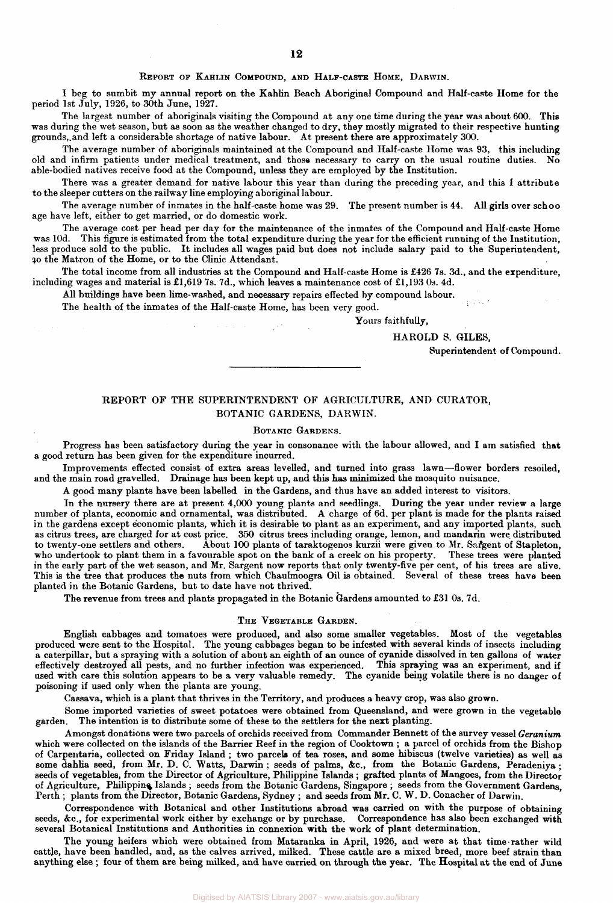### Report of Kahlin Compound, and Half-caste Home, Darwin.

I beg to sumbit my annual report on the Kahlin Beach Aboriginal Compound and Half-caste Home for the period 1st July, 1926, to 30th June, 1927.

The largest number of aboriginals visiting the Compound at any one time during the year was about 600. This was during the wet season, but as soon as the weather changed to dry, they mostly migrated to their respective hunting grounds, and left a considerable shortage of native labour. At present there are approximately 300.

The average number of aboriginals maintained at the Compound and Half-caste Home was 93, this including old and infirm patients under medical treatment, and those necessary to carry on the usual routine duties. No able-bodied natives receive food at the Compound, unless they are employed by the Institution.

There was a greater demand for native labour this year than during the preceding year, and this I attribute to the sleeper cutters on the railway line employing aboriginal labour.

The average number of inmates in the half-caste home was 29. The present number is 44. All girls over schoo age have left, either to get married, or do domestic work.

The average cost per head per day for the maintenance of the inmates of the Compound and Half-caste Home was 10d. This figure is estimated from the total expenditure during the year for the efficient running of the Institution, less produce sold to the public. It includes all wages paid but does not include salary paid to the Superintendent, to the Matron of the Home, or to the Clinic Attendant.

The total income from all industries at the Compound and Half-caste Home is £426 7s. 3d., and the expenditure, including wages and material is £1,619 7s. 7d., which leaves a maintenance cost of £1,193 0s. 4d.

All buildings have been lime-washed, and necessary repairs effected by compound labour.

The health of the inmates of the Half-caste Home, has been very good.

Yours faithfully,

HAROLD S. GILES,

Superintendent of Compound.

---

## Report of the Superintendent of Agriculture, and Curator, Botanic Gardens, Darwin.

### Botanic Gardens.

Progress has been satisfactory during the year in consonance with the labour allowed, and I am satisfied that a good return has been given for the expenditure incurred.

Improvements effected consist of extra areas levelled, and turned into grass lawn—flower borders resoiled, and the main road gravelled. Drainage has been kept up, and this has minimized the mosquito nuisance.

A good many plants have been labelled in the Gardens, and thus have an added interest to visitors.

In the nursery there are at present 4,000 young plants and seedlings. During the year under review a large number of plants, economic and ornamental, was distributed. A charge of 6d. per plant is made for the plants raised in the gardens except economic plants, which it is desirable to plant as an experiment, and any imported plants, such as citrus trees, are charged for at cost price. 350 citrus trees including orange, lemon, and mandarin were distributed to twenty-one settlers and others. About 100 plants of taraktogenos kurzii were given to Mr. Sargent of Stapleton, who undertook to plant them in a favourable spot on the bank of a creek on his property. These trees were planted in the early part of the wet season, and Mr. Sargent now reports that only twenty-five per cent, of his trees are alive. This is the tree that produces the nuts from which Chaulmoogra Oil is obtained. Several of these trees have been planted in the Botanic Gardens, but to date have not thrived.

The revenue from trees and plants propagated in the Botanic Gardens amounted to £31 0s. 7d.

### The Vegetable Garden.

English cabbages and tomatoes were produced, and also some smaller vegetables. Most of the vegetables produced were sent to the Hospital. The young cabbages began to be infested with several kinds of insects including a caterpillar, but a spraying with a solution of about an eighth of an ounce of cyanide dissolved in ten gallons of water effectively destroyed all pests, and no further infection was experienced. This spraying was an experiment, and if used with care this solution appears to be a very valuable remedy. The cyanide being volatile there is no danger of poisoning if used only when the plants are young.

Cassava, which is a plant that thrives in the Territory, and produces a heavy crop, was also grown.

Some imported varieties of sweet potatoes were obtained from Queensland, and were grown in the vegetable garden. The intention is to distribute some of these to the settlers for the next planting.

Amongst donations were two parcels of orchids received from Commander Bennett of the survey vessel *Geranium* which were collected on the islands of the Barrier Reef in the region of Cooktown ; a parcel of orchids from the Bishop of Carpentaria, collected on Friday Island ; two parcels of tea roses, and some hibiscus (twelve varieties) as well as some dahlia seed, from Mr. D. C. Watts, Darwin ; seeds of palms, &c., from the Botanic Gardens, Peradeniya ; seeds of vegetables, from the Director of Agriculture, Philippine Islands ; grafted plants of Mangoes, from the Director of Agriculture, Philippine Islands ; seeds from the Botanic Gardens, Singapore ; seeds from the Government Gardens, Perth ; plants from the Director, Botanic Gardens, Sydney ; and seeds from Mr. C. W. D. Conacher of Darwin.

Correspondence with Botanical and other Institutions abroad was carried on with the purpose of obtaining seeds, &c., for experimental work either by exchange or by purchase. Correspondence has also been exchanged with several Botanical Institutions and Authorities in connexion with the work of plant determination.

The young heifers which were obtained from Mataranka in April, 1926, and were at that time rather wild cattle, have been handled, and, as the calves arrived, milked. These cattle are a mixed breed, more beef strain than anything else ; four of them are being milked, and have carried on through the year. The Hospital at the end of June